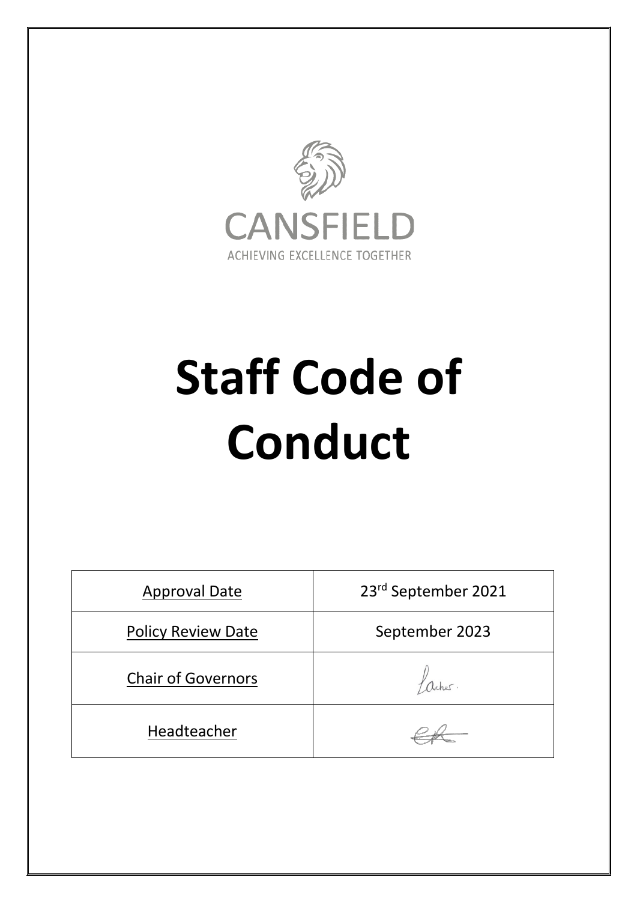CANSFIELD

ACHIEVING EXCELLENCE TOGETHER

# Staff Code of Conduct

| Approval Date | 23rd September 2021 |
|---|---|
| Policy Review Date | September 2023 |
| Chair of Governors | |
| Headteacher | |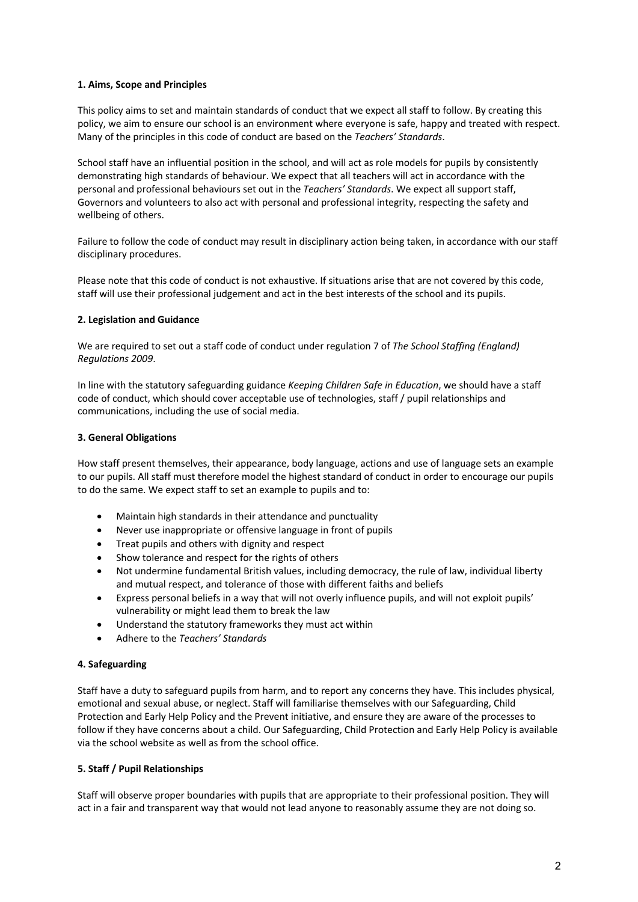**1. Aims, Scope and Principles**

This policy aims to set and maintain standards of conduct that we expect all staff to follow. By creating this policy, we aim to ensure our school is an environment where everyone is safe, happy and treated with respect. Many of the principles in this code of conduct are based on the *Teachers' Standards*.

School staff have an influential position in the school, and will act as role models for pupils by consistently demonstrating high standards of behaviour. We expect that all teachers will act in accordance with the personal and professional behaviours set out in the *Teachers' Standards*. We expect all support staff, Governors and volunteers to also act with personal and professional integrity, respecting the safety and wellbeing of others.

Failure to follow the code of conduct may result in disciplinary action being taken, in accordance with our staff disciplinary procedures.

Please note that this code of conduct is not exhaustive. If situations arise that are not covered by this code, staff will use their professional judgement and act in the best interests of the school and its pupils.

**2. Legislation and Guidance**

We are required to set out a staff code of conduct under regulation 7 of *The School Staffing (England) Regulations 2009*.

In line with the statutory safeguarding guidance *Keeping Children Safe in Education*, we should have a staff code of conduct, which should cover acceptable use of technologies, staff / pupil relationships and communications, including the use of social media.

**3. General Obligations**

How staff present themselves, their appearance, body language, actions and use of language sets an example to our pupils. All staff must therefore model the highest standard of conduct in order to encourage our pupils to do the same. We expect staff to set an example to pupils and to:

- Maintain high standards in their attendance and punctuality
- Never use inappropriate or offensive language in front of pupils
- Treat pupils and others with dignity and respect
- Show tolerance and respect for the rights of others
- Not undermine fundamental British values, including democracy, the rule of law, individual liberty and mutual respect, and tolerance of those with different faiths and beliefs
- Express personal beliefs in a way that will not overly influence pupils, and will not exploit pupils' vulnerability or might lead them to break the law
- Understand the statutory frameworks they must act within
- Adhere to the *Teachers' Standards*

**4. Safeguarding**

Staff have a duty to safeguard pupils from harm, and to report any concerns they have. This includes physical, emotional and sexual abuse, or neglect. Staff will familiarise themselves with our Safeguarding, Child Protection and Early Help Policy and the Prevent initiative, and ensure they are aware of the processes to follow if they have concerns about a child. Our Safeguarding, Child Protection and Early Help Policy is available via the school website as well as from the school office.

**5. Staff / Pupil Relationships**

Staff will observe proper boundaries with pupils that are appropriate to their professional position. They will act in a fair and transparent way that would not lead anyone to reasonably assume they are not doing so.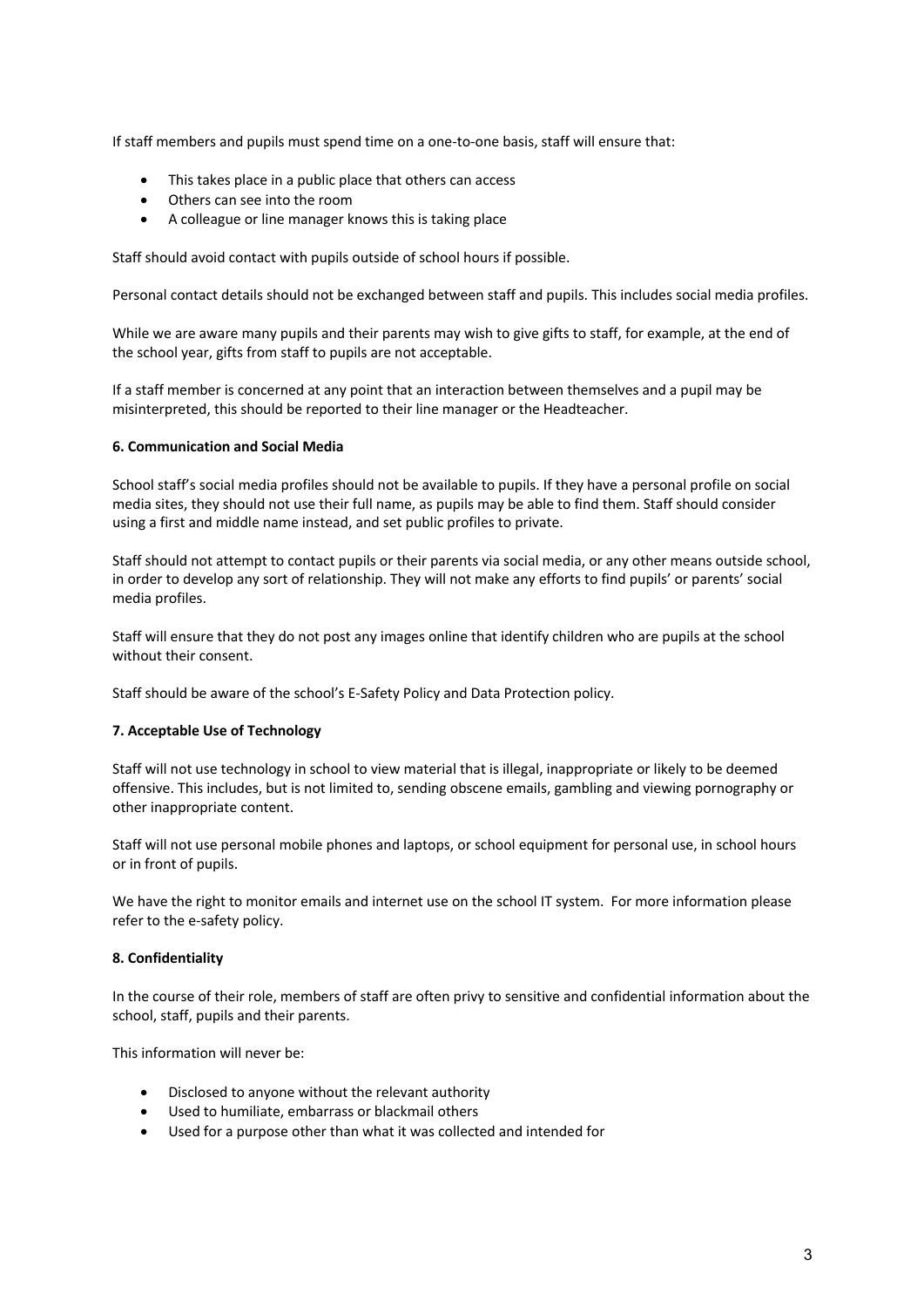If staff members and pupils must spend time on a one-to-one basis, staff will ensure that:

- This takes place in a public place that others can access
- Others can see into the room
- A colleague or line manager knows this is taking place

Staff should avoid contact with pupils outside of school hours if possible.

Personal contact details should not be exchanged between staff and pupils. This includes social media profiles.

While we are aware many pupils and their parents may wish to give gifts to staff, for example, at the end of the school year, gifts from staff to pupils are not acceptable.

If a staff member is concerned at any point that an interaction between themselves and a pupil may be misinterpreted, this should be reported to their line manager or the Headteacher.

**6. Communication and Social Media**

School staff's social media profiles should not be available to pupils. If they have a personal profile on social media sites, they should not use their full name, as pupils may be able to find them. Staff should consider using a first and middle name instead, and set public profiles to private.

Staff should not attempt to contact pupils or their parents via social media, or any other means outside school, in order to develop any sort of relationship. They will not make any efforts to find pupils' or parents' social media profiles.

Staff will ensure that they do not post any images online that identify children who are pupils at the school without their consent.

Staff should be aware of the school's E-Safety Policy and Data Protection policy.

**7. Acceptable Use of Technology**

Staff will not use technology in school to view material that is illegal, inappropriate or likely to be deemed offensive. This includes, but is not limited to, sending obscene emails, gambling and viewing pornography or other inappropriate content.

Staff will not use personal mobile phones and laptops, or school equipment for personal use, in school hours or in front of pupils.

We have the right to monitor emails and internet use on the school IT system. For more information please refer to the e-safety policy.

**8. Confidentiality**

In the course of their role, members of staff are often privy to sensitive and confidential information about the school, staff, pupils and their parents.

This information will never be:

- Disclosed to anyone without the relevant authority
- Used to humiliate, embarrass or blackmail others
- Used for a purpose other than what it was collected and intended for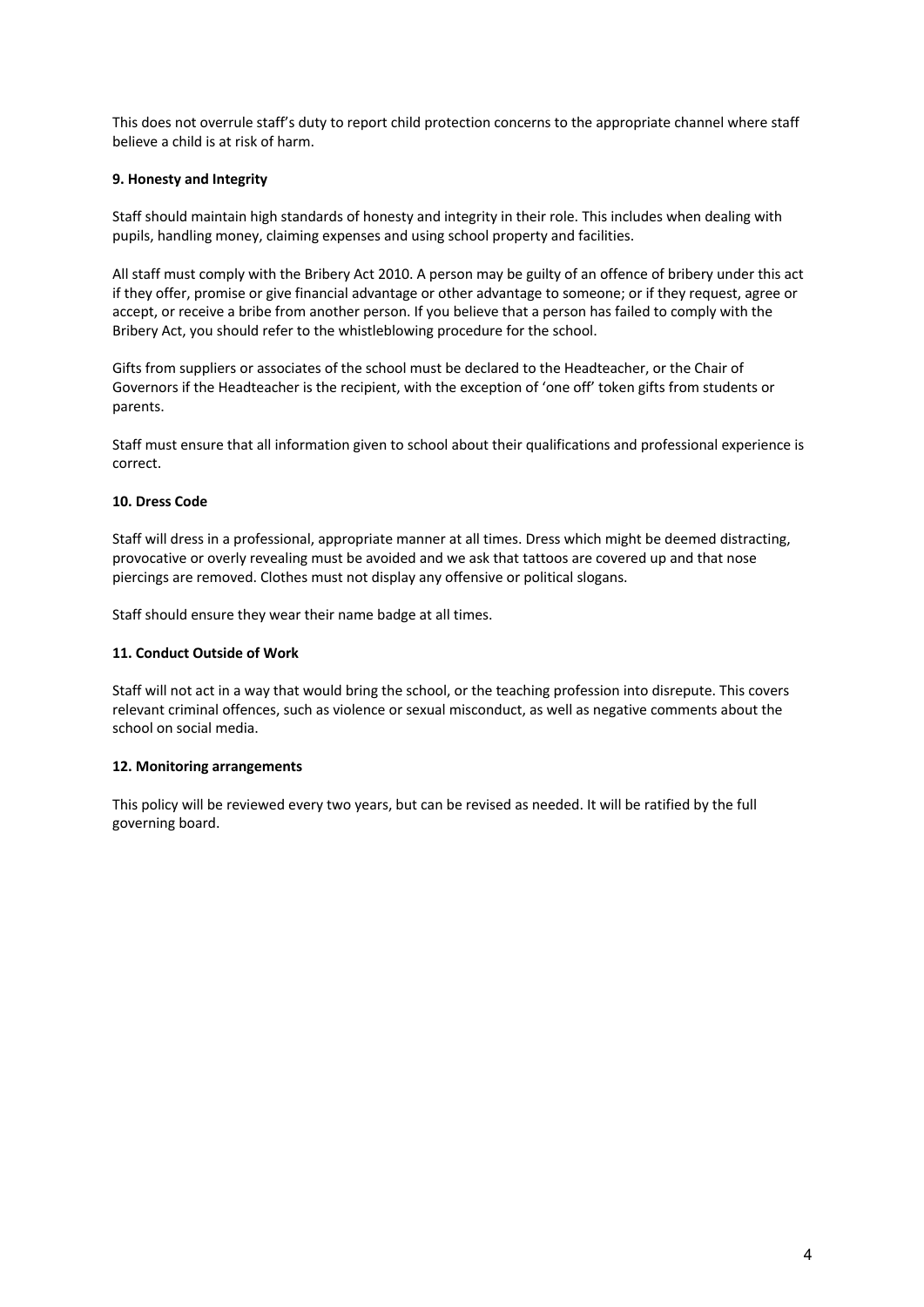This does not overrule staff's duty to report child protection concerns to the appropriate channel where staff believe a child is at risk of harm.

**9. Honesty and Integrity**

Staff should maintain high standards of honesty and integrity in their role. This includes when dealing with pupils, handling money, claiming expenses and using school property and facilities.

All staff must comply with the Bribery Act 2010. A person may be guilty of an offence of bribery under this act if they offer, promise or give financial advantage or other advantage to someone; or if they request, agree or accept, or receive a bribe from another person. If you believe that a person has failed to comply with the Bribery Act, you should refer to the whistleblowing procedure for the school.

Gifts from suppliers or associates of the school must be declared to the Headteacher, or the Chair of Governors if the Headteacher is the recipient, with the exception of 'one off' token gifts from students or parents.

Staff must ensure that all information given to school about their qualifications and professional experience is correct.

**10. Dress Code**

Staff will dress in a professional, appropriate manner at all times. Dress which might be deemed distracting, provocative or overly revealing must be avoided and we ask that tattoos are covered up and that nose piercings are removed. Clothes must not display any offensive or political slogans.

Staff should ensure they wear their name badge at all times.

**11. Conduct Outside of Work**

Staff will not act in a way that would bring the school, or the teaching profession into disrepute. This covers relevant criminal offences, such as violence or sexual misconduct, as well as negative comments about the school on social media.

**12. Monitoring arrangements**

This policy will be reviewed every two years, but can be revised as needed. It will be ratified by the full governing board.